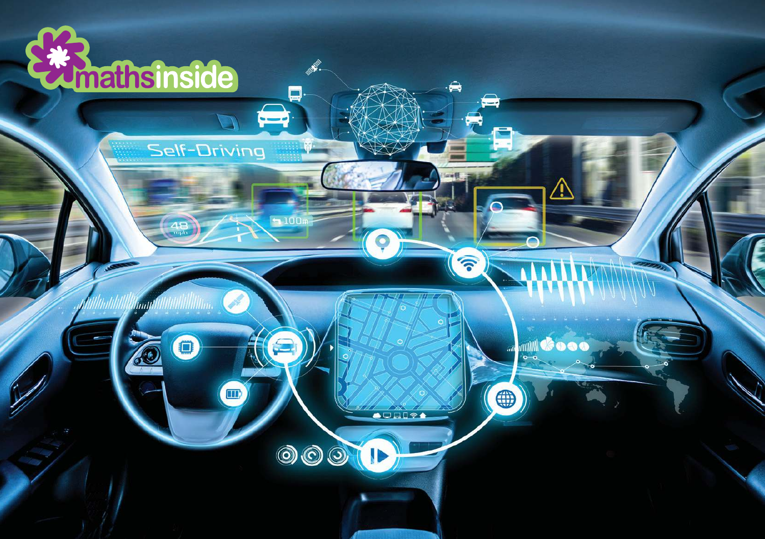

*Huntil* 

de

0

 $\Box$ 

D.

6

 $-100$ 

 $000$ 

 $=$ 

Self-Driving

 $\hat{\mathbf{a}}$ 

 $\mathcal{L}$ 

**ODANSA** 

ID

 $\bigoplus$ 

<u>/I\</u>

**Mill Cooo** 

 $\bullet$ 

4